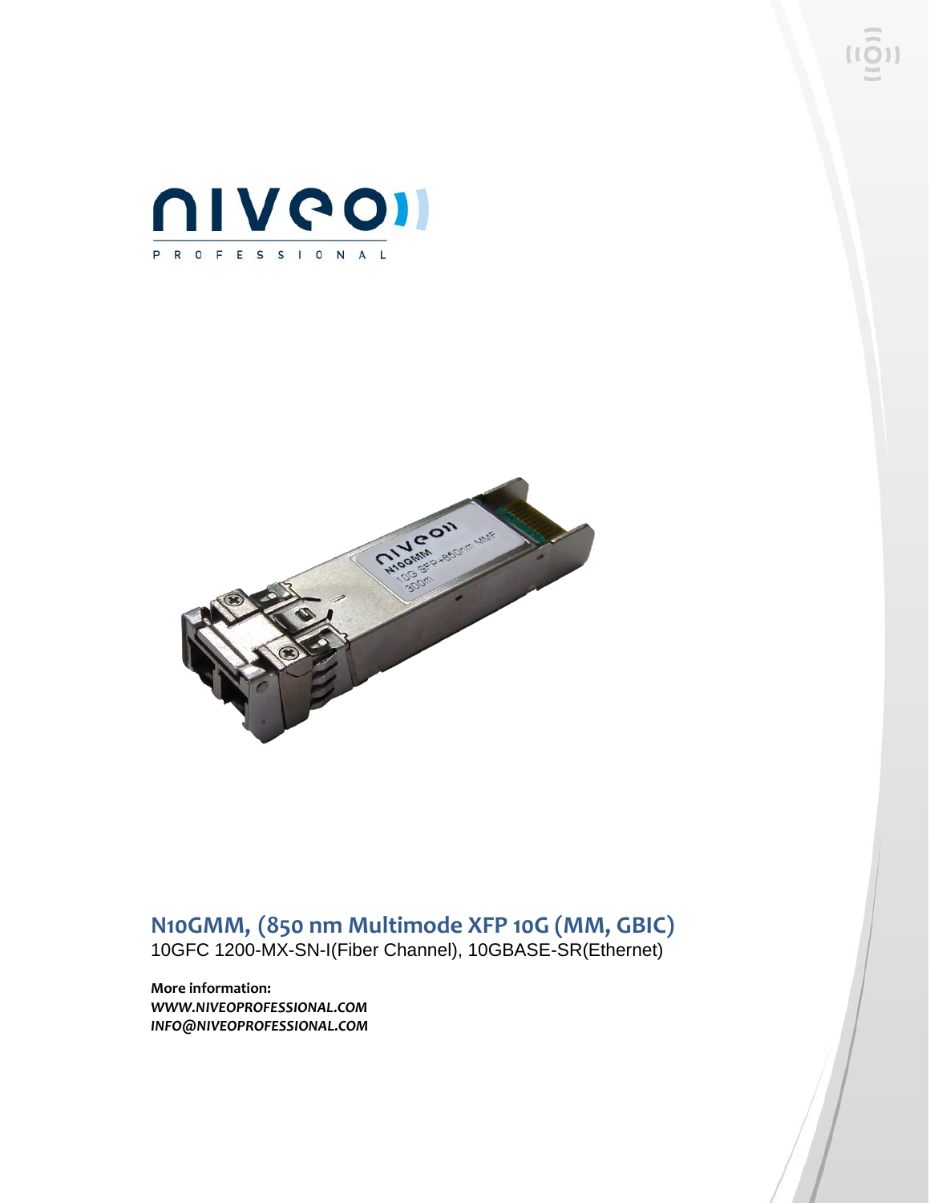# N10GMM, (850 nm Multimode XFP 10G (MM, GBIC)

10GFC 1200-MX-SN-I(Fiber Channel), 10GBASE-SR(Ethernet)

**More information:**

***WWW.NIVEOPROFESSIONAL.COM***

***INFO@NIVEOPROFESSIONAL.COM***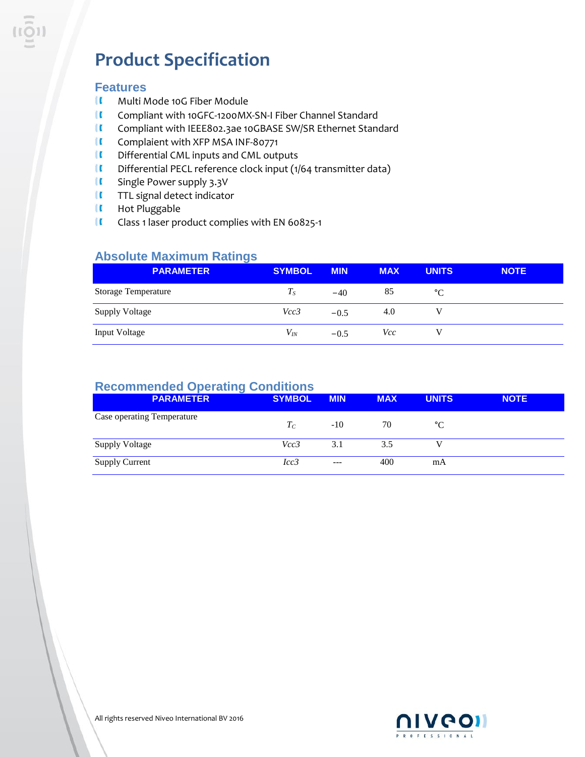# Product Specification

## Features

- Multi Mode 10G Fiber Module
- Compliant with 10GFC-1200MX-SN-I Fiber Channel Standard
- Compliant with IEEE802.3ae 10GBASE SW/SR Ethernet Standard
- Complaient with XFP MSA INF-80771
- Differential CML inputs and CML outputs
- Differential PECL reference clock input (1/64 transmitter data)
- Single Power supply 3.3V
- TTL signal detect indicator
- Hot Pluggable
- Class 1 laser product complies with EN 60825-1

## Absolute Maximum Ratings

| PARAMETER | SYMBOL | MIN | MAX | UNITS | NOTE |
|---|---|---|---|---|---|
| Storage Temperature | $T_S$ | −40 | 85 | °C | |
| Supply Voltage | *Vcc3* | −0.5 | 4.0 | V | |
| Input Voltage | $V_{IN}$ | −0.5 | *Vcc* | V | |

## Recommended Operating Conditions

| PARAMETER | SYMBOL | MIN | MAX | UNITS | NOTE |
|---|---|---|---|---|---|
| Case operating Temperature | $T_C$ | -10 | 70 | °C | |
| Supply Voltage | *Vcc3* | 3.1 | 3.5 | V | |
| Supply Current | *Icc3* | --- | 400 | mA | |

All rights reserved Niveo International BV 2016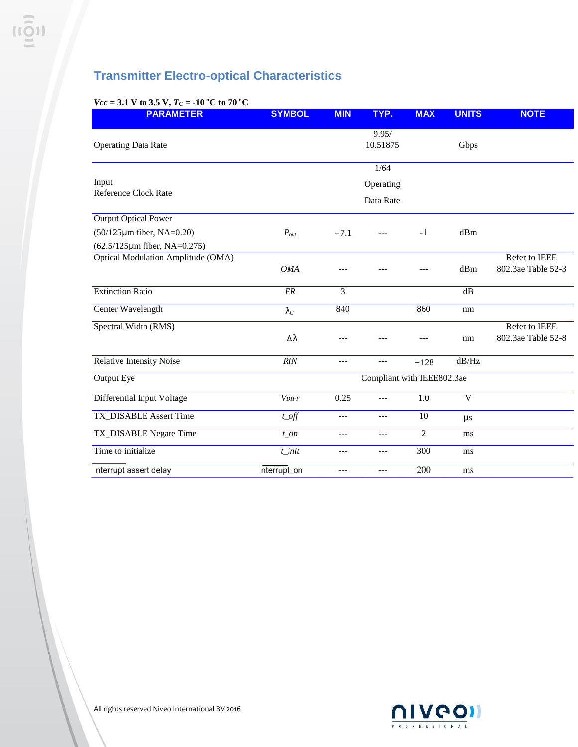## Transmitter Electro-optical Characteristics

***Vcc* = 3.1 V to 3.5 V, $T_C$ = -10 °C to 70 °C**

| PARAMETER | SYMBOL | MIN | TYP. | MAX | UNITS | NOTE |
|---|---|---|---|---|---|---|
| Operating Data Rate | | | 9.95/ 10.51875 | | Gbps | |
| Input Reference Clock Rate | | | 1/64 Operating Data Rate | | | |
| Output Optical Power (50/125μm fiber, NA=0.20) (62.5/125μm fiber, NA=0.275) | $P_{out}$ | −7.1 | --- | -1 | dBm | |
| Optical Modulation Amplitude (OMA) | *OMA* | --- | --- | --- | dBm | Refer to IEEE 802.3ae Table 52-3 |
| Extinction Ratio | *ER* | 3 | | | dB | |
| Center Wavelength | $\lambda_C$ | 840 | | 860 | nm | |
| Spectral Width (RMS) | Δλ | --- | --- | --- | nm | Refer to IEEE 802.3ae Table 52-8 |
| Relative Intensity Noise | *RIN* | --- | --- | −128 | dB/Hz | |
| Output Eye | | | Compliant with IEEE802.3ae | | | |
| Differential Input Voltage | $V_{DIFF}$ | 0.25 | --- | 1.0 | V | |
| TX_DISABLE Assert Time | *t_off* | --- | --- | 10 | μs | |
| TX_DISABLE Negate Time | *t_on* | --- | --- | 2 | ms | |
| Time to initialize | *t_init* | --- | --- | 300 | ms | |
| $\overline{\text{I}}$nterrupt assert delay | $\overline{\text{I}}$nterrupt_on | --- | --- | 200 | ms | |

All rights reserved Niveo International BV 2016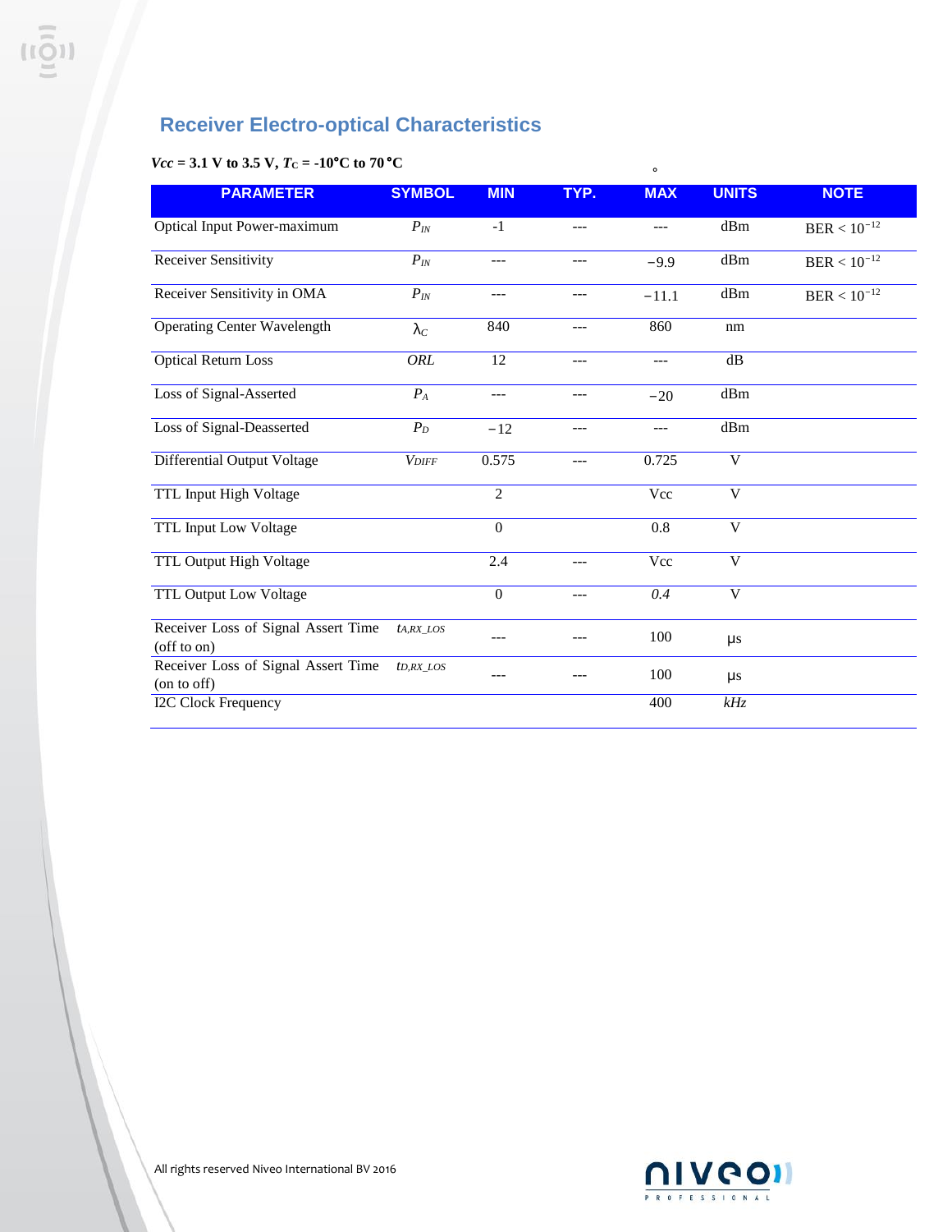## Receiver Electro-optical Characteristics

***Vcc* = 3.1 V to 3.5 V, $T_C$ = -10°C to 70°C**

| PARAMETER | SYMBOL | MIN | TYP. | MAX | UNITS | NOTE |
|---|---|---|---|---|---|---|
| Optical Input Power-maximum | $P_{IN}$ | -1 | --- | --- | dBm | BER < $10^{-12}$ |
| Receiver Sensitivity | $P_{IN}$ | --- | --- | −9.9 | dBm | BER < $10^{-12}$ |
| Receiver Sensitivity in OMA | $P_{IN}$ | --- | --- | −11.1 | dBm | BER < $10^{-12}$ |
| Operating Center Wavelength | $\lambda_C$ | 840 | --- | 860 | nm | |
| Optical Return Loss | *ORL* | 12 | --- | --- | dB | |
| Loss of Signal-Asserted | $P_A$ | --- | --- | −20 | dBm | |
| Loss of Signal-Deasserted | $P_D$ | −12 | --- | --- | dBm | |
| Differential Output Voltage | $V_{DIFF}$ | 0.575 | --- | 0.725 | V | |
| TTL Input High Voltage | | 2 | | Vcc | V | |
| TTL Input Low Voltage | | 0 | | 0.8 | V | |
| TTL Output High Voltage | | 2.4 | --- | Vcc | V | |
| TTL Output Low Voltage | | 0 | --- | *0.4* | V | |
| Receiver Loss of Signal Assert Time (off to on) | $t_{A,RX\_LOS}$ | --- | --- | 100 | µs | |
| Receiver Loss of Signal Assert Time (on to off) | $t_{D,RX\_LOS}$ | --- | --- | 100 | µs | |
| I2C Clock Frequency | | | | 400 | *kHz* | |

All rights reserved Niveo International BV 2016